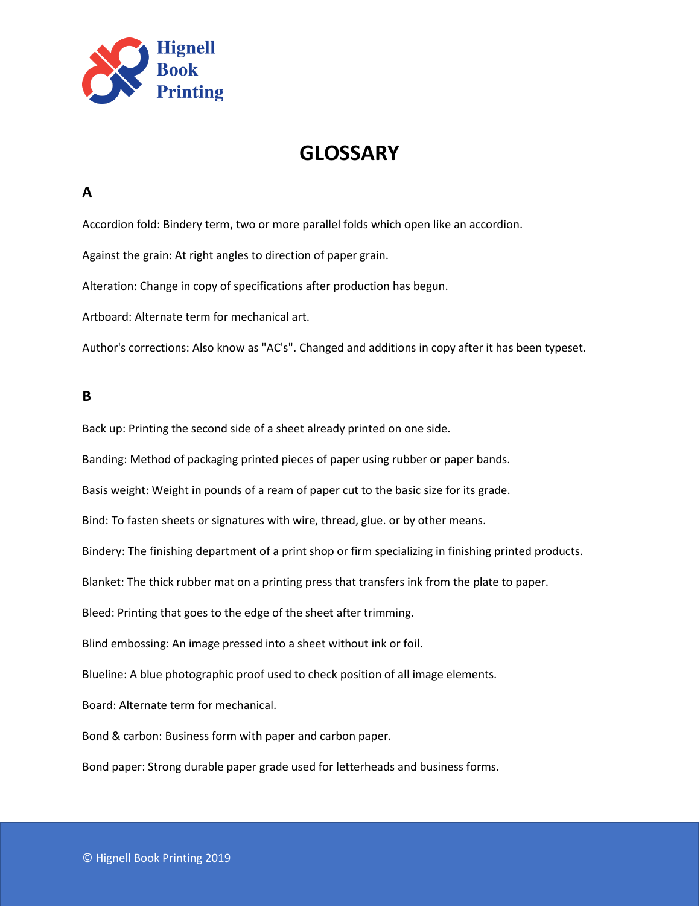Hignell Book Printing

# GLOSSARY

## A

Accordion fold: Bindery term, two or more parallel folds which open like an accordion.

Against the grain: At right angles to direction of paper grain.

Alteration: Change in copy of specifications after production has begun.

Artboard: Alternate term for mechanical art.

Author's corrections: Also know as "AC's". Changed and additions in copy after it has been typeset.

## B

Back up: Printing the second side of a sheet already printed on one side.

Banding: Method of packaging printed pieces of paper using rubber or paper bands.

Basis weight: Weight in pounds of a ream of paper cut to the basic size for its grade.

Bind: To fasten sheets or signatures with wire, thread, glue. or by other means.

Bindery: The finishing department of a print shop or firm specializing in finishing printed products.

Blanket: The thick rubber mat on a printing press that transfers ink from the plate to paper.

Bleed: Printing that goes to the edge of the sheet after trimming.

Blind embossing: An image pressed into a sheet without ink or foil.

Blueline: A blue photographic proof used to check position of all image elements.

Board: Alternate term for mechanical.

Bond & carbon: Business form with paper and carbon paper.

Bond paper: Strong durable paper grade used for letterheads and business forms.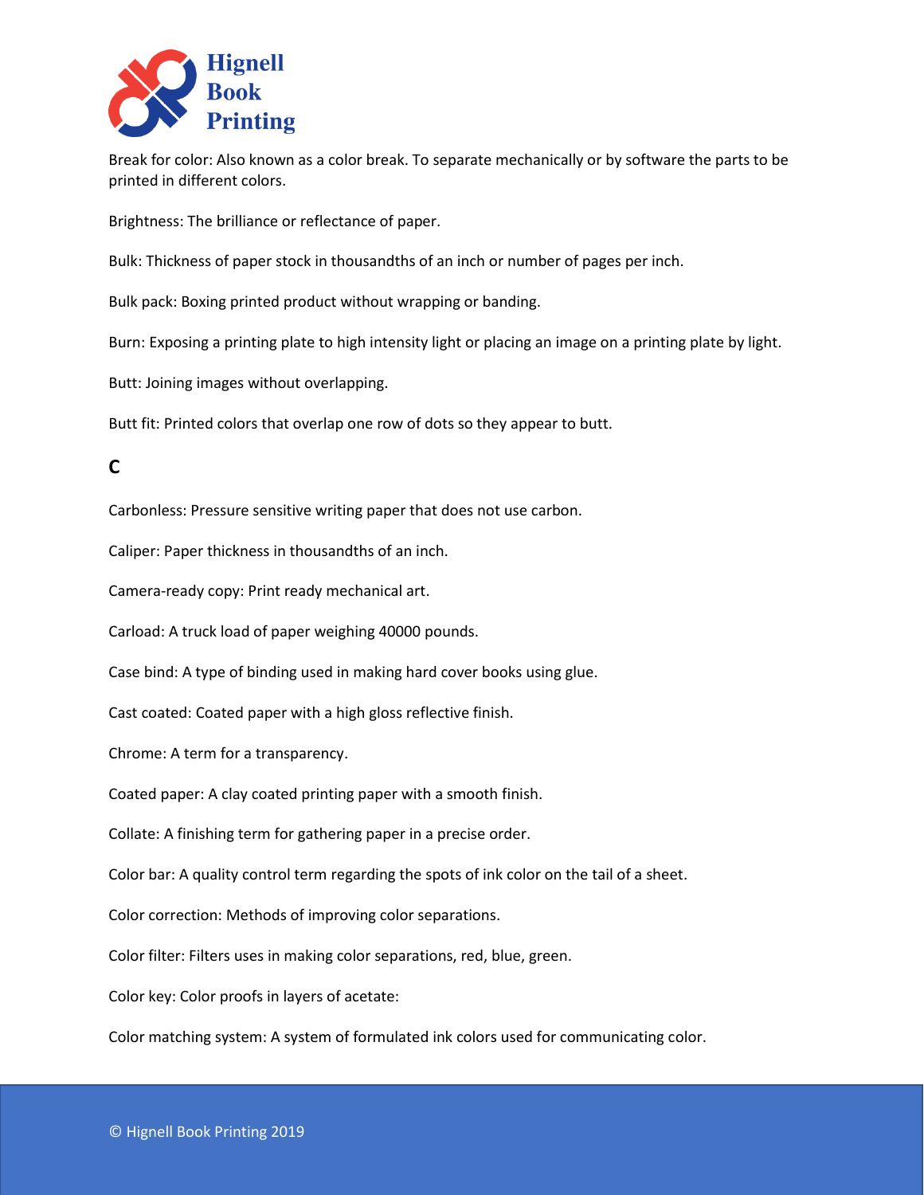Break for color: Also known as a color break. To separate mechanically or by software the parts to be printed in different colors.

Brightness: The brilliance or reflectance of paper.

Bulk: Thickness of paper stock in thousandths of an inch or number of pages per inch.

Bulk pack: Boxing printed product without wrapping or banding.

Burn: Exposing a printing plate to high intensity light or placing an image on a printing plate by light.

Butt: Joining images without overlapping.

Butt fit: Printed colors that overlap one row of dots so they appear to butt.

## C

Carbonless: Pressure sensitive writing paper that does not use carbon.

Caliper: Paper thickness in thousandths of an inch.

Camera-ready copy: Print ready mechanical art.

Carload: A truck load of paper weighing 40000 pounds.

Case bind: A type of binding used in making hard cover books using glue.

Cast coated: Coated paper with a high gloss reflective finish.

Chrome: A term for a transparency.

Coated paper: A clay coated printing paper with a smooth finish.

Collate: A finishing term for gathering paper in a precise order.

Color bar: A quality control term regarding the spots of ink color on the tail of a sheet.

Color correction: Methods of improving color separations.

Color filter: Filters uses in making color separations, red, blue, green.

Color key: Color proofs in layers of acetate:

Color matching system: A system of formulated ink colors used for communicating color.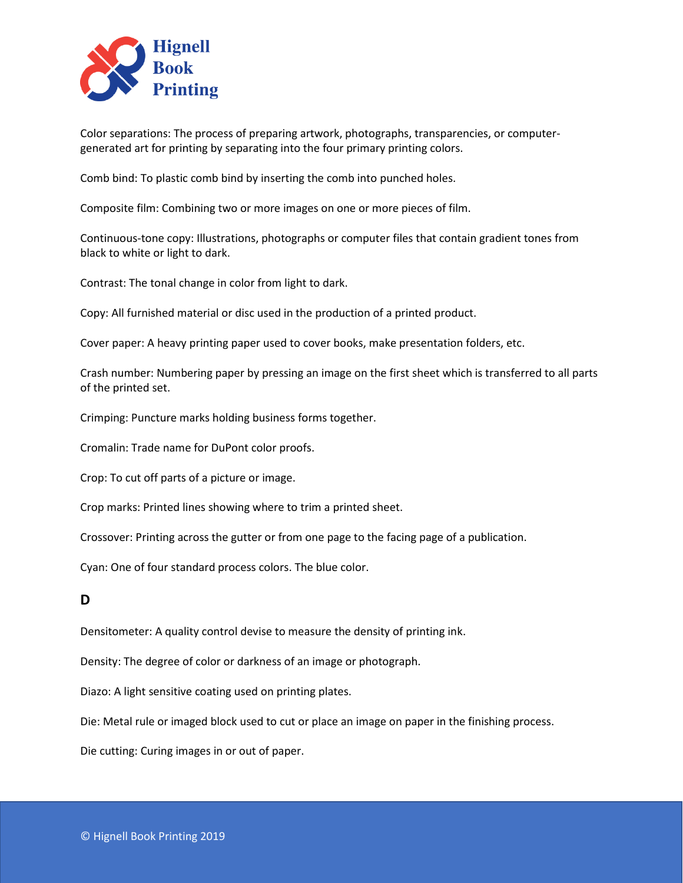Color separations: The process of preparing artwork, photographs, transparencies, or computer-generated art for printing by separating into the four primary printing colors.

Comb bind: To plastic comb bind by inserting the comb into punched holes.

Composite film: Combining two or more images on one or more pieces of film.

Continuous-tone copy: Illustrations, photographs or computer files that contain gradient tones from black to white or light to dark.

Contrast: The tonal change in color from light to dark.

Copy: All furnished material or disc used in the production of a printed product.

Cover paper: A heavy printing paper used to cover books, make presentation folders, etc.

Crash number: Numbering paper by pressing an image on the first sheet which is transferred to all parts of the printed set.

Crimping: Puncture marks holding business forms together.

Cromalin: Trade name for DuPont color proofs.

Crop: To cut off parts of a picture or image.

Crop marks: Printed lines showing where to trim a printed sheet.

Crossover: Printing across the gutter or from one page to the facing page of a publication.

Cyan: One of four standard process colors. The blue color.

## D

Densitometer: A quality control devise to measure the density of printing ink.

Density: The degree of color or darkness of an image or photograph.

Diazo: A light sensitive coating used on printing plates.

Die: Metal rule or imaged block used to cut or place an image on paper in the finishing process.

Die cutting: Curing images in or out of paper.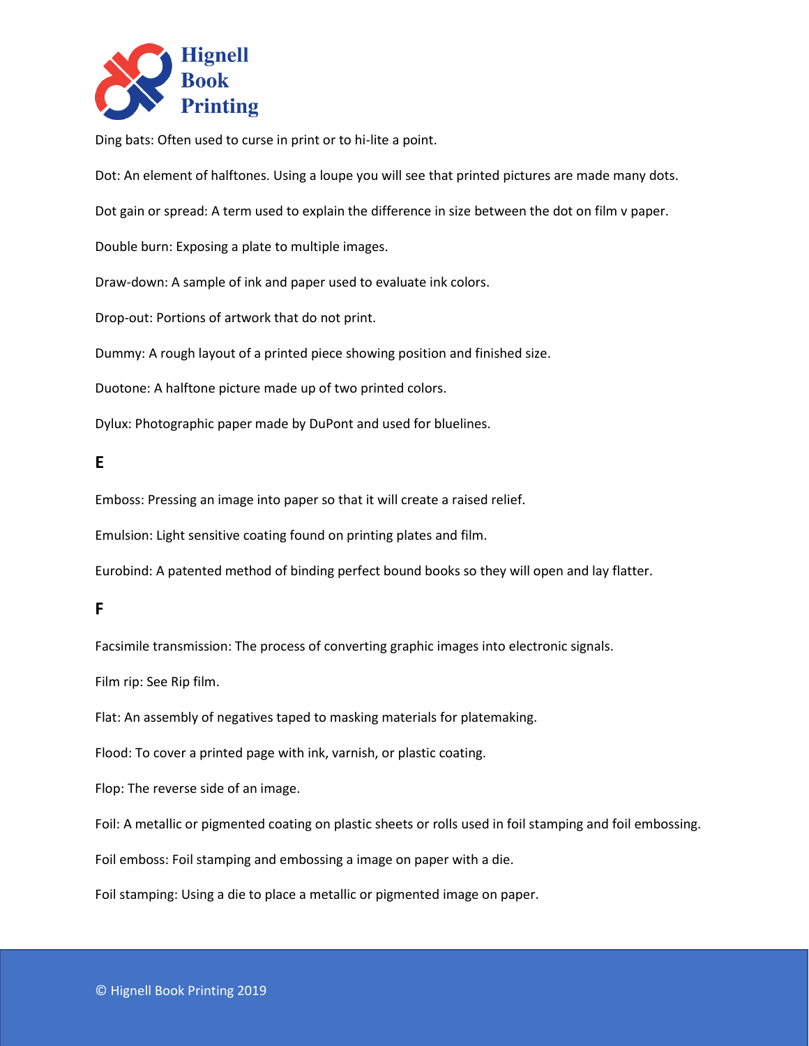Ding bats: Often used to curse in print or to hi-lite a point.

Dot: An element of halftones. Using a loupe you will see that printed pictures are made many dots.

Dot gain or spread: A term used to explain the difference in size between the dot on film v paper.

Double burn: Exposing a plate to multiple images.

Draw-down: A sample of ink and paper used to evaluate ink colors.

Drop-out: Portions of artwork that do not print.

Dummy: A rough layout of a printed piece showing position and finished size.

Duotone: A halftone picture made up of two printed colors.

Dylux: Photographic paper made by DuPont and used for bluelines.

## E

Emboss: Pressing an image into paper so that it will create a raised relief.

Emulsion: Light sensitive coating found on printing plates and film.

Eurobind: A patented method of binding perfect bound books so they will open and lay flatter.

## F

Facsimile transmission: The process of converting graphic images into electronic signals.

Film rip: See Rip film.

Flat: An assembly of negatives taped to masking materials for platemaking.

Flood: To cover a printed page with ink, varnish, or plastic coating.

Flop: The reverse side of an image.

Foil: A metallic or pigmented coating on plastic sheets or rolls used in foil stamping and foil embossing.

Foil emboss: Foil stamping and embossing a image on paper with a die.

Foil stamping: Using a die to place a metallic or pigmented image on paper.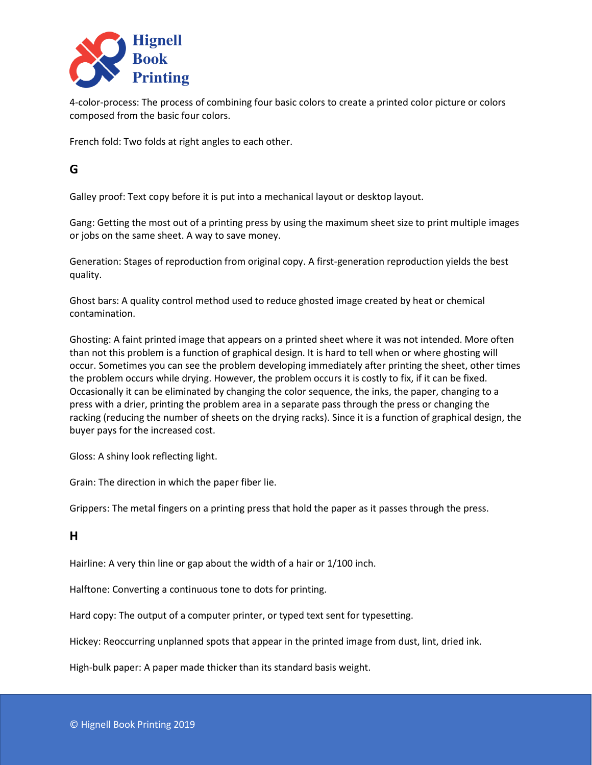4-color-process: The process of combining four basic colors to create a printed color picture or colors composed from the basic four colors.

French fold: Two folds at right angles to each other.

## G

Galley proof: Text copy before it is put into a mechanical layout or desktop layout.

Gang: Getting the most out of a printing press by using the maximum sheet size to print multiple images or jobs on the same sheet. A way to save money.

Generation: Stages of reproduction from original copy. A first-generation reproduction yields the best quality.

Ghost bars: A quality control method used to reduce ghosted image created by heat or chemical contamination.

Ghosting: A faint printed image that appears on a printed sheet where it was not intended. More often than not this problem is a function of graphical design. It is hard to tell when or where ghosting will occur. Sometimes you can see the problem developing immediately after printing the sheet, other times the problem occurs while drying. However, the problem occurs it is costly to fix, if it can be fixed. Occasionally it can be eliminated by changing the color sequence, the inks, the paper, changing to a press with a drier, printing the problem area in a separate pass through the press or changing the racking (reducing the number of sheets on the drying racks). Since it is a function of graphical design, the buyer pays for the increased cost.

Gloss: A shiny look reflecting light.

Grain: The direction in which the paper fiber lie.

Grippers: The metal fingers on a printing press that hold the paper as it passes through the press.

## H

Hairline: A very thin line or gap about the width of a hair or 1/100 inch.

Halftone: Converting a continuous tone to dots for printing.

Hard copy: The output of a computer printer, or typed text sent for typesetting.

Hickey: Reoccurring unplanned spots that appear in the printed image from dust, lint, dried ink.

High-bulk paper: A paper made thicker than its standard basis weight.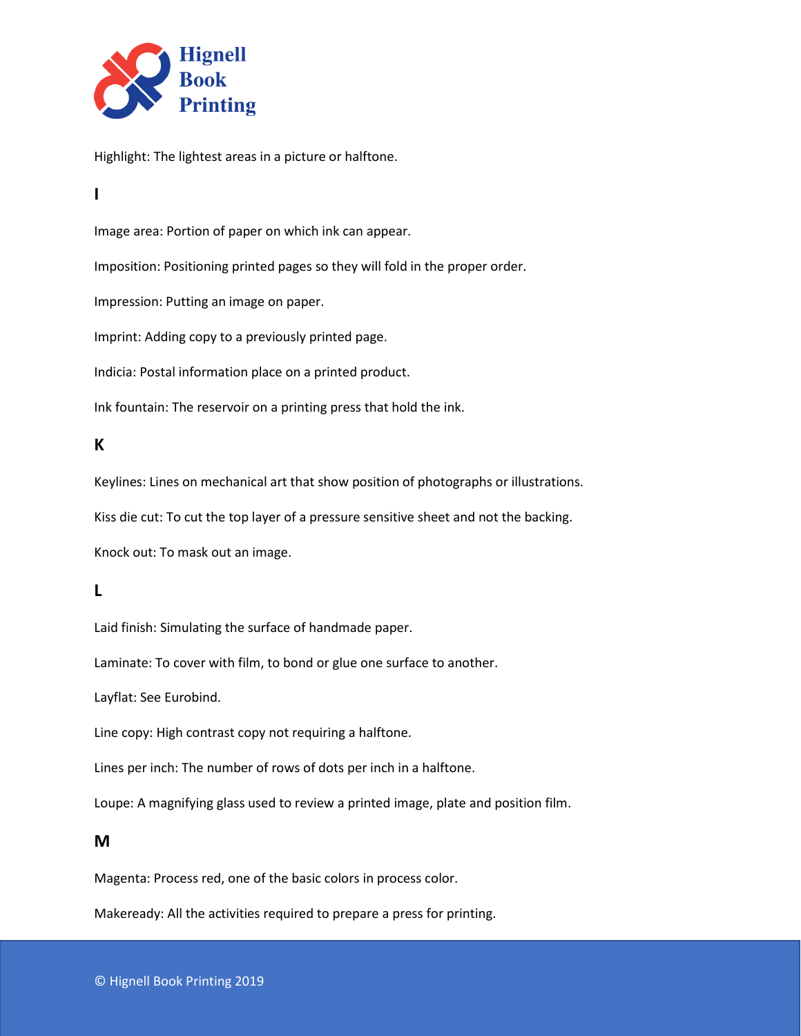Highlight: The lightest areas in a picture or halftone.

## I

Image area: Portion of paper on which ink can appear.

Imposition: Positioning printed pages so they will fold in the proper order.

Impression: Putting an image on paper.

Imprint: Adding copy to a previously printed page.

Indicia: Postal information place on a printed product.

Ink fountain: The reservoir on a printing press that hold the ink.

## K

Keylines: Lines on mechanical art that show position of photographs or illustrations.

Kiss die cut: To cut the top layer of a pressure sensitive sheet and not the backing.

Knock out: To mask out an image.

## L

Laid finish: Simulating the surface of handmade paper.

Laminate: To cover with film, to bond or glue one surface to another.

Layflat: See Eurobind.

Line copy: High contrast copy not requiring a halftone.

Lines per inch: The number of rows of dots per inch in a halftone.

Loupe: A magnifying glass used to review a printed image, plate and position film.

## M

Magenta: Process red, one of the basic colors in process color.

Makeready: All the activities required to prepare a press for printing.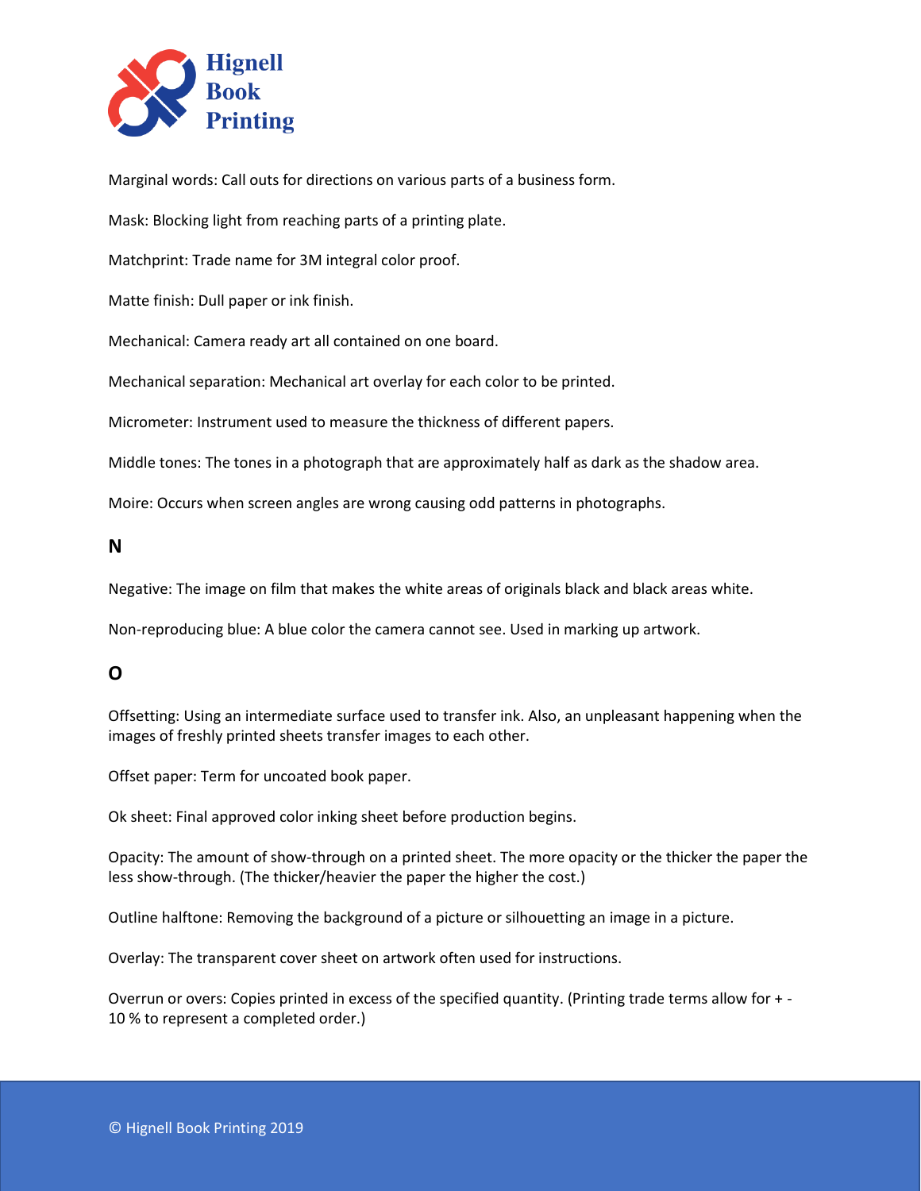Marginal words: Call outs for directions on various parts of a business form.

Mask: Blocking light from reaching parts of a printing plate.

Matchprint: Trade name for 3M integral color proof.

Matte finish: Dull paper or ink finish.

Mechanical: Camera ready art all contained on one board.

Mechanical separation: Mechanical art overlay for each color to be printed.

Micrometer: Instrument used to measure the thickness of different papers.

Middle tones: The tones in a photograph that are approximately half as dark as the shadow area.

Moire: Occurs when screen angles are wrong causing odd patterns in photographs.

## N

Negative: The image on film that makes the white areas of originals black and black areas white.

Non-reproducing blue: A blue color the camera cannot see. Used in marking up artwork.

## O

Offsetting: Using an intermediate surface used to transfer ink. Also, an unpleasant happening when the images of freshly printed sheets transfer images to each other.

Offset paper: Term for uncoated book paper.

Ok sheet: Final approved color inking sheet before production begins.

Opacity: The amount of show-through on a printed sheet. The more opacity or the thicker the paper the less show-through. (The thicker/heavier the paper the higher the cost.)

Outline halftone: Removing the background of a picture or silhouetting an image in a picture.

Overlay: The transparent cover sheet on artwork often used for instructions.

Overrun or overs: Copies printed in excess of the specified quantity. (Printing trade terms allow for + - 10 % to represent a completed order.)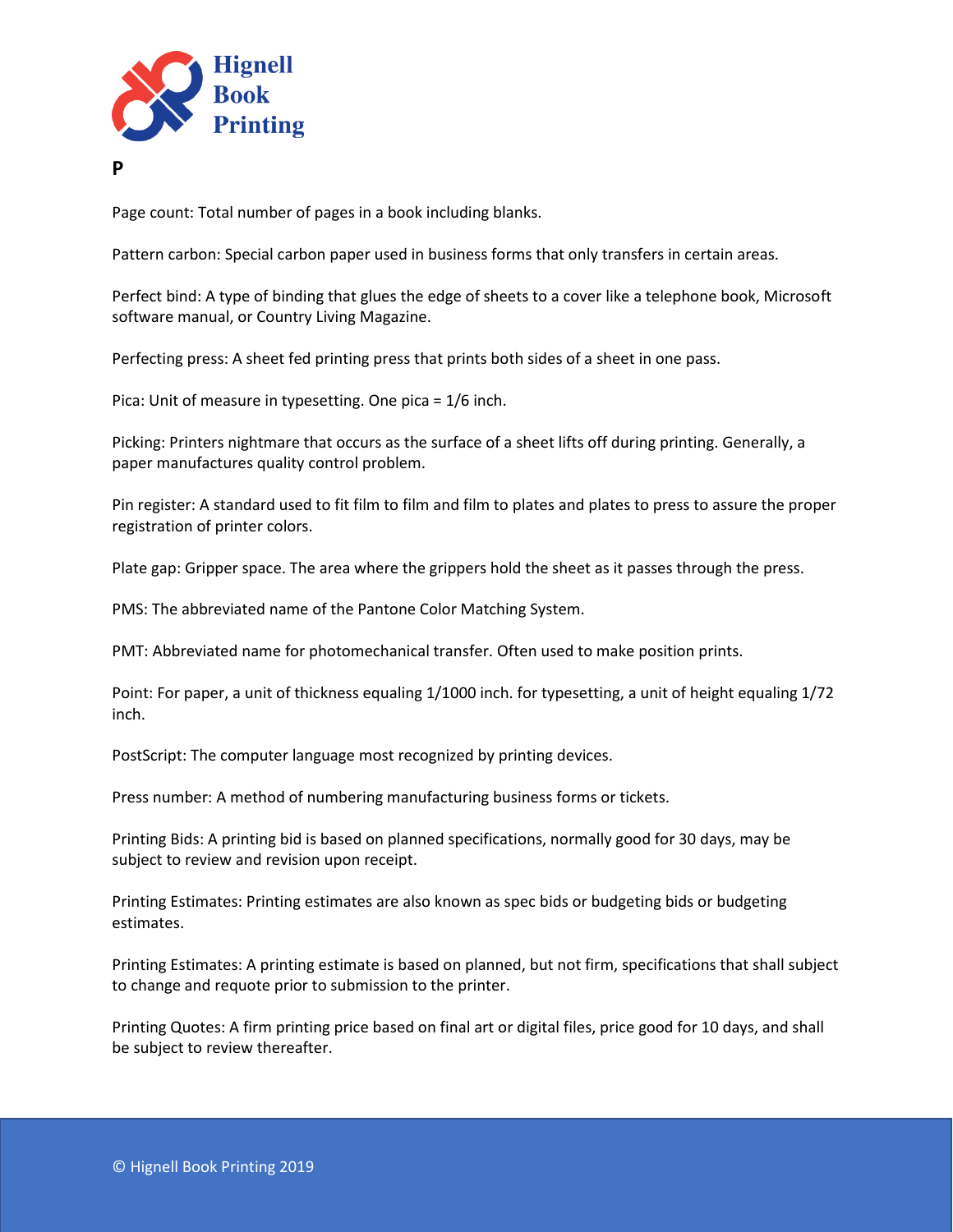**P**

Page count: Total number of pages in a book including blanks.

Pattern carbon: Special carbon paper used in business forms that only transfers in certain areas.

Perfect bind: A type of binding that glues the edge of sheets to a cover like a telephone book, Microsoft software manual, or Country Living Magazine.

Perfecting press: A sheet fed printing press that prints both sides of a sheet in one pass.

Pica: Unit of measure in typesetting. One pica = 1/6 inch.

Picking: Printers nightmare that occurs as the surface of a sheet lifts off during printing. Generally, a paper manufactures quality control problem.

Pin register: A standard used to fit film to film and film to plates and plates to press to assure the proper registration of printer colors.

Plate gap: Gripper space. The area where the grippers hold the sheet as it passes through the press.

PMS: The abbreviated name of the Pantone Color Matching System.

PMT: Abbreviated name for photomechanical transfer. Often used to make position prints.

Point: For paper, a unit of thickness equaling 1/1000 inch. for typesetting, a unit of height equaling 1/72 inch.

PostScript: The computer language most recognized by printing devices.

Press number: A method of numbering manufacturing business forms or tickets.

Printing Bids: A printing bid is based on planned specifications, normally good for 30 days, may be subject to review and revision upon receipt.

Printing Estimates: Printing estimates are also known as spec bids or budgeting bids or budgeting estimates.

Printing Estimates: A printing estimate is based on planned, but not firm, specifications that shall subject to change and requote prior to submission to the printer.

Printing Quotes: A firm printing price based on final art or digital files, price good for 10 days, and shall be subject to review thereafter.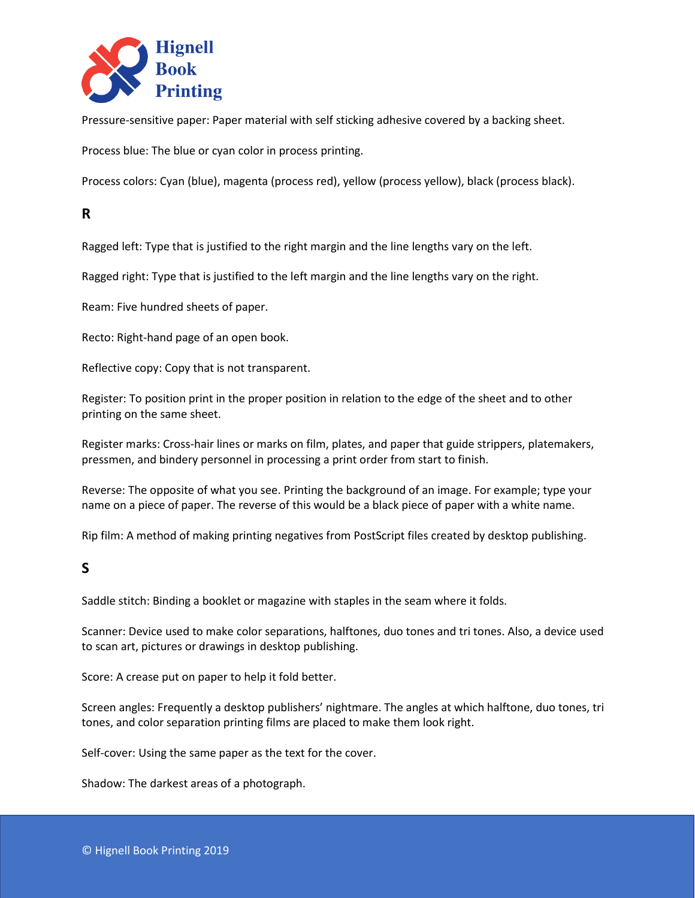Pressure-sensitive paper: Paper material with self sticking adhesive covered by a backing sheet.

Process blue: The blue or cyan color in process printing.

Process colors: Cyan (blue), magenta (process red), yellow (process yellow), black (process black).

## R

Ragged left: Type that is justified to the right margin and the line lengths vary on the left.

Ragged right: Type that is justified to the left margin and the line lengths vary on the right.

Ream: Five hundred sheets of paper.

Recto: Right-hand page of an open book.

Reflective copy: Copy that is not transparent.

Register: To position print in the proper position in relation to the edge of the sheet and to other printing on the same sheet.

Register marks: Cross-hair lines or marks on film, plates, and paper that guide strippers, platemakers, pressmen, and bindery personnel in processing a print order from start to finish.

Reverse: The opposite of what you see. Printing the background of an image. For example; type your name on a piece of paper. The reverse of this would be a black piece of paper with a white name.

Rip film: A method of making printing negatives from PostScript files created by desktop publishing.

## S

Saddle stitch: Binding a booklet or magazine with staples in the seam where it folds.

Scanner: Device used to make color separations, halftones, duo tones and tri tones. Also, a device used to scan art, pictures or drawings in desktop publishing.

Score: A crease put on paper to help it fold better.

Screen angles: Frequently a desktop publishers' nightmare. The angles at which halftone, duo tones, tri tones, and color separation printing films are placed to make them look right.

Self-cover: Using the same paper as the text for the cover.

Shadow: The darkest areas of a photograph.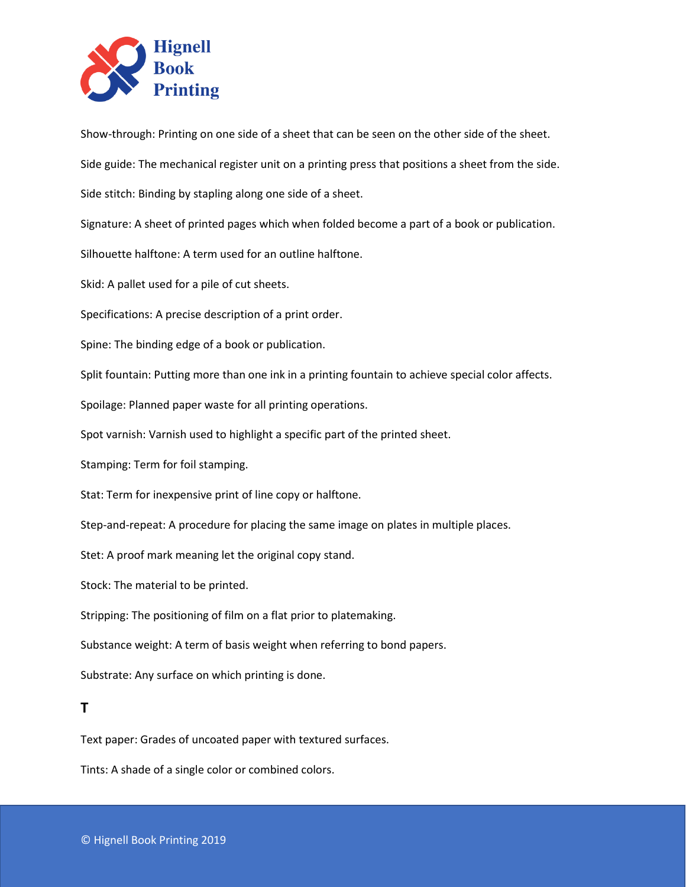Show-through: Printing on one side of a sheet that can be seen on the other side of the sheet.

Side guide: The mechanical register unit on a printing press that positions a sheet from the side.

Side stitch: Binding by stapling along one side of a sheet.

Signature: A sheet of printed pages which when folded become a part of a book or publication.

Silhouette halftone: A term used for an outline halftone.

Skid: A pallet used for a pile of cut sheets.

Specifications: A precise description of a print order.

Spine: The binding edge of a book or publication.

Split fountain: Putting more than one ink in a printing fountain to achieve special color affects.

Spoilage: Planned paper waste for all printing operations.

Spot varnish: Varnish used to highlight a specific part of the printed sheet.

Stamping: Term for foil stamping.

Stat: Term for inexpensive print of line copy or halftone.

Step-and-repeat: A procedure for placing the same image on plates in multiple places.

Stet: A proof mark meaning let the original copy stand.

Stock: The material to be printed.

Stripping: The positioning of film on a flat prior to platemaking.

Substance weight: A term of basis weight when referring to bond papers.

Substrate: Any surface on which printing is done.

## T

Text paper: Grades of uncoated paper with textured surfaces.

Tints: A shade of a single color or combined colors.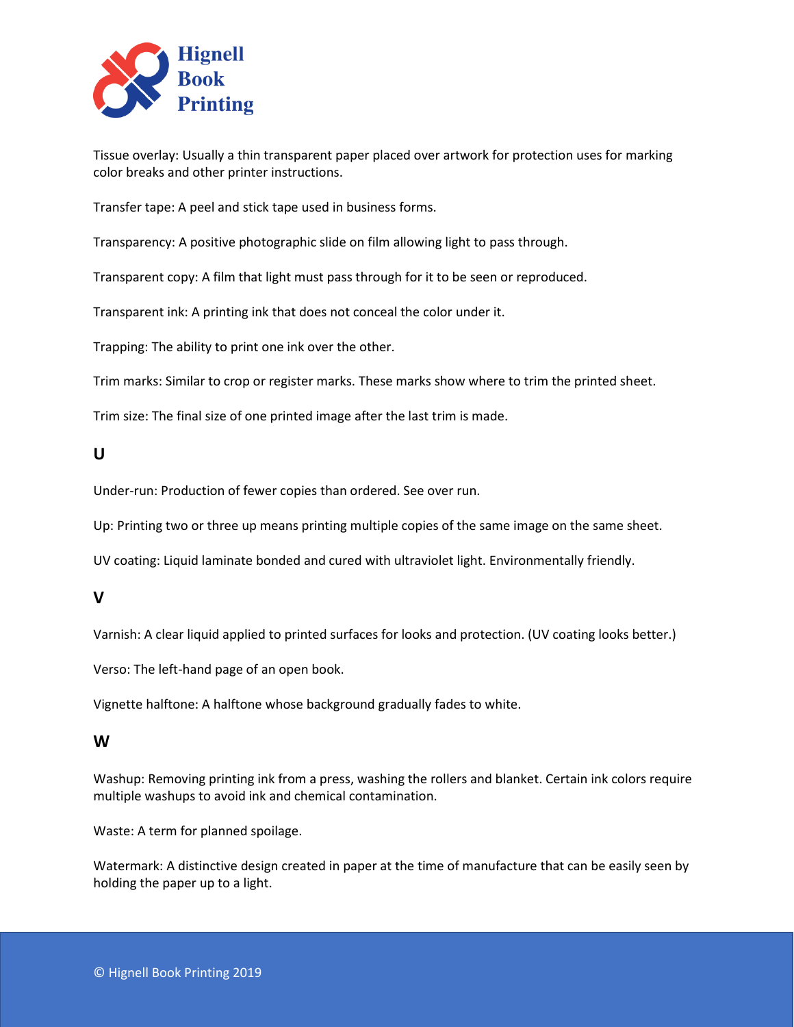Tissue overlay: Usually a thin transparent paper placed over artwork for protection uses for marking color breaks and other printer instructions.

Transfer tape: A peel and stick tape used in business forms.

Transparency: A positive photographic slide on film allowing light to pass through.

Transparent copy: A film that light must pass through for it to be seen or reproduced.

Transparent ink: A printing ink that does not conceal the color under it.

Trapping: The ability to print one ink over the other.

Trim marks: Similar to crop or register marks. These marks show where to trim the printed sheet.

Trim size: The final size of one printed image after the last trim is made.

## U

Under-run: Production of fewer copies than ordered. See over run.

Up: Printing two or three up means printing multiple copies of the same image on the same sheet.

UV coating: Liquid laminate bonded and cured with ultraviolet light. Environmentally friendly.

## V

Varnish: A clear liquid applied to printed surfaces for looks and protection. (UV coating looks better.)

Verso: The left-hand page of an open book.

Vignette halftone: A halftone whose background gradually fades to white.

## W

Washup: Removing printing ink from a press, washing the rollers and blanket. Certain ink colors require multiple washups to avoid ink and chemical contamination.

Waste: A term for planned spoilage.

Watermark: A distinctive design created in paper at the time of manufacture that can be easily seen by holding the paper up to a light.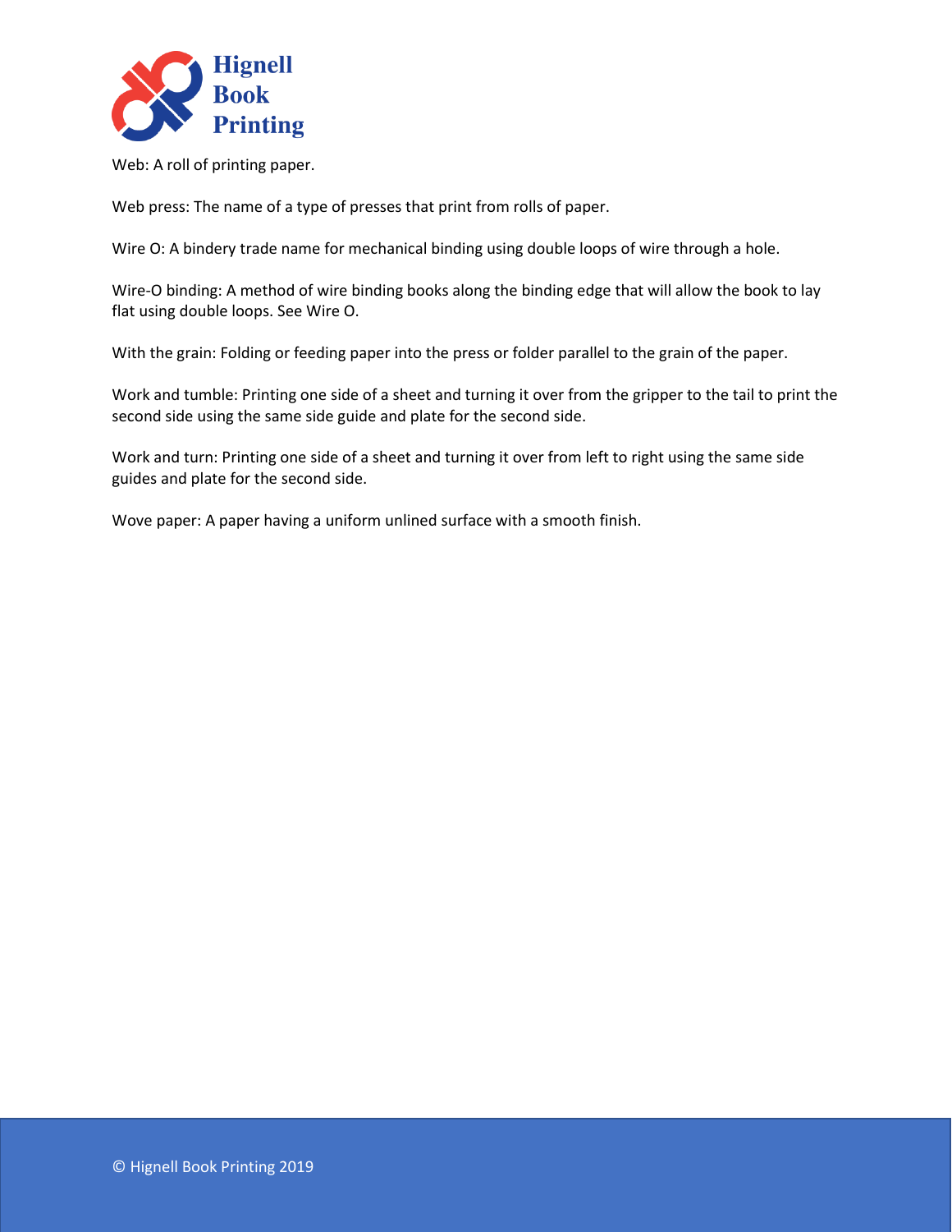Web: A roll of printing paper.

Web press: The name of a type of presses that print from rolls of paper.

Wire O: A bindery trade name for mechanical binding using double loops of wire through a hole.

Wire-O binding: A method of wire binding books along the binding edge that will allow the book to lay flat using double loops. See Wire O.

With the grain: Folding or feeding paper into the press or folder parallel to the grain of the paper.

Work and tumble: Printing one side of a sheet and turning it over from the gripper to the tail to print the second side using the same side guide and plate for the second side.

Work and turn: Printing one side of a sheet and turning it over from left to right using the same side guides and plate for the second side.

Wove paper: A paper having a uniform unlined surface with a smooth finish.